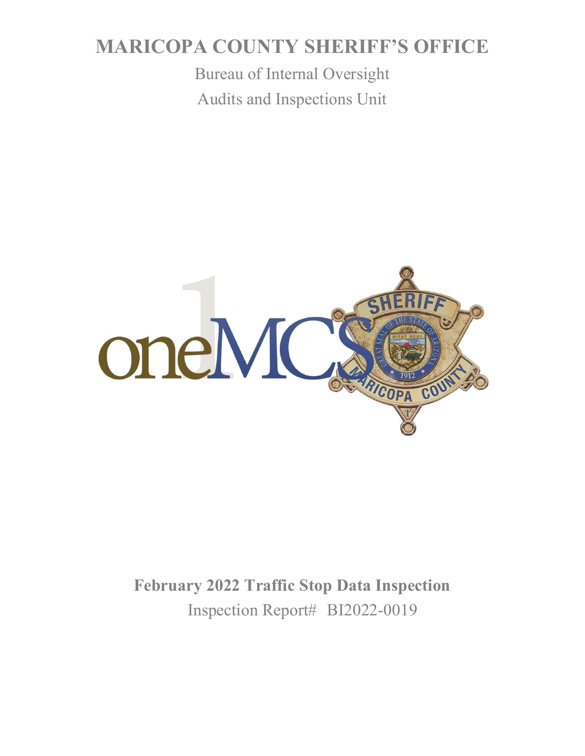# MARICOPA COUNTY SHERIFF'S OFFICE

Bureau of Internal Oversight

Audits and Inspections Unit

**February 2022 Traffic Stop Data Inspection**

Inspection Report# BI2022-0019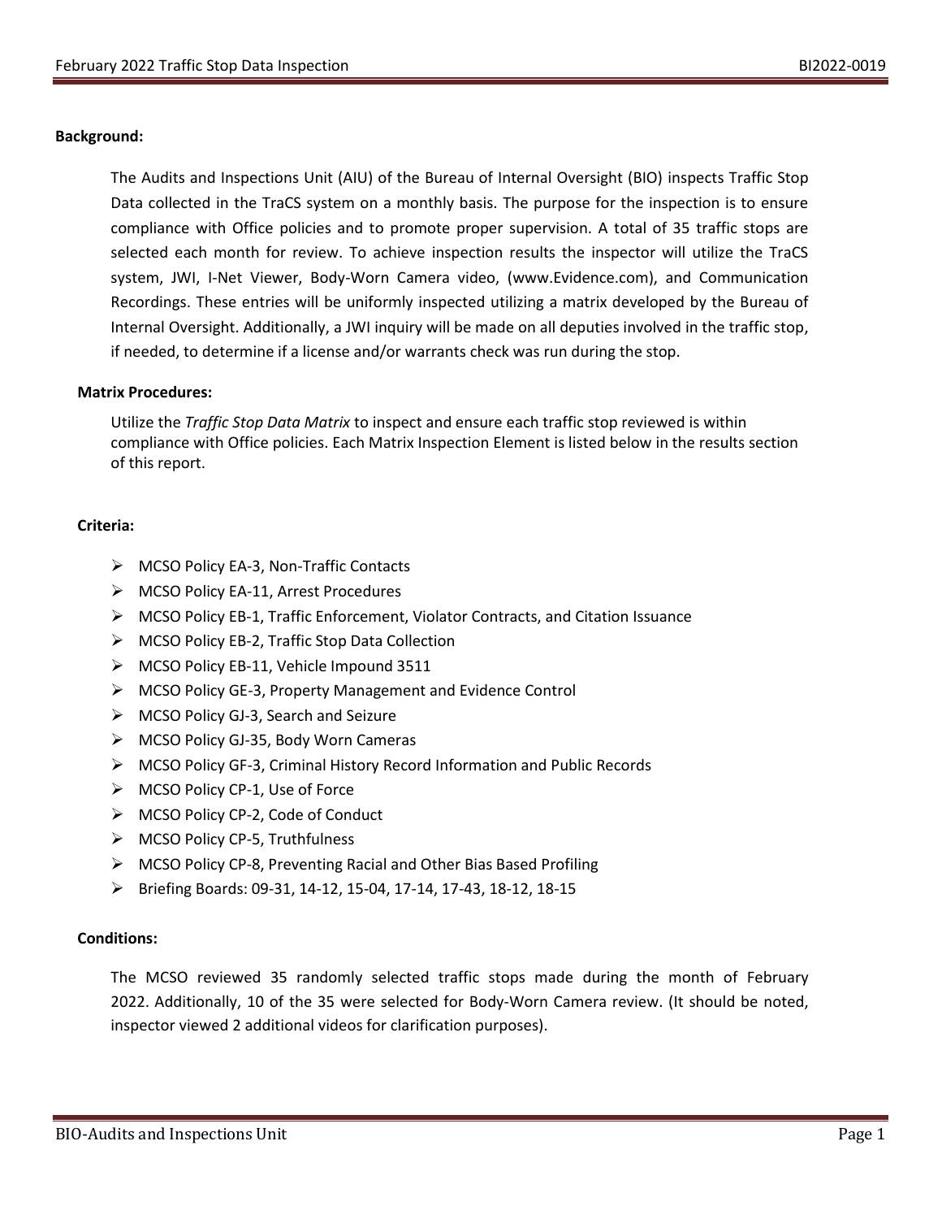**Background:**

The Audits and Inspections Unit (AIU) of the Bureau of Internal Oversight (BIO) inspects Traffic Stop Data collected in the TraCS system on a monthly basis. The purpose for the inspection is to ensure compliance with Office policies and to promote proper supervision. A total of 35 traffic stops are selected each month for review. To achieve inspection results the inspector will utilize the TraCS system, JWI, I-Net Viewer, Body-Worn Camera video, (www.Evidence.com), and Communication Recordings. These entries will be uniformly inspected utilizing a matrix developed by the Bureau of Internal Oversight. Additionally, a JWI inquiry will be made on all deputies involved in the traffic stop, if needed, to determine if a license and/or warrants check was run during the stop.

**Matrix Procedures:**

Utilize the *Traffic Stop Data Matrix* to inspect and ensure each traffic stop reviewed is within compliance with Office policies. Each Matrix Inspection Element is listed below in the results section of this report.

**Criteria:**

- MCSO Policy EA-3, Non-Traffic Contacts
- MCSO Policy EA-11, Arrest Procedures
- MCSO Policy EB-1, Traffic Enforcement, Violator Contracts, and Citation Issuance
- MCSO Policy EB-2, Traffic Stop Data Collection
- MCSO Policy EB-11, Vehicle Impound 3511
- MCSO Policy GE-3, Property Management and Evidence Control
- MCSO Policy GJ-3, Search and Seizure
- MCSO Policy GJ-35, Body Worn Cameras
- MCSO Policy GF-3, Criminal History Record Information and Public Records
- MCSO Policy CP-1, Use of Force
- MCSO Policy CP-2, Code of Conduct
- MCSO Policy CP-5, Truthfulness
- MCSO Policy CP-8, Preventing Racial and Other Bias Based Profiling
- Briefing Boards: 09-31, 14-12, 15-04, 17-14, 17-43, 18-12, 18-15

**Conditions:**

The MCSO reviewed 35 randomly selected traffic stops made during the month of February 2022. Additionally, 10 of the 35 were selected for Body-Worn Camera review. (It should be noted, inspector viewed 2 additional videos for clarification purposes).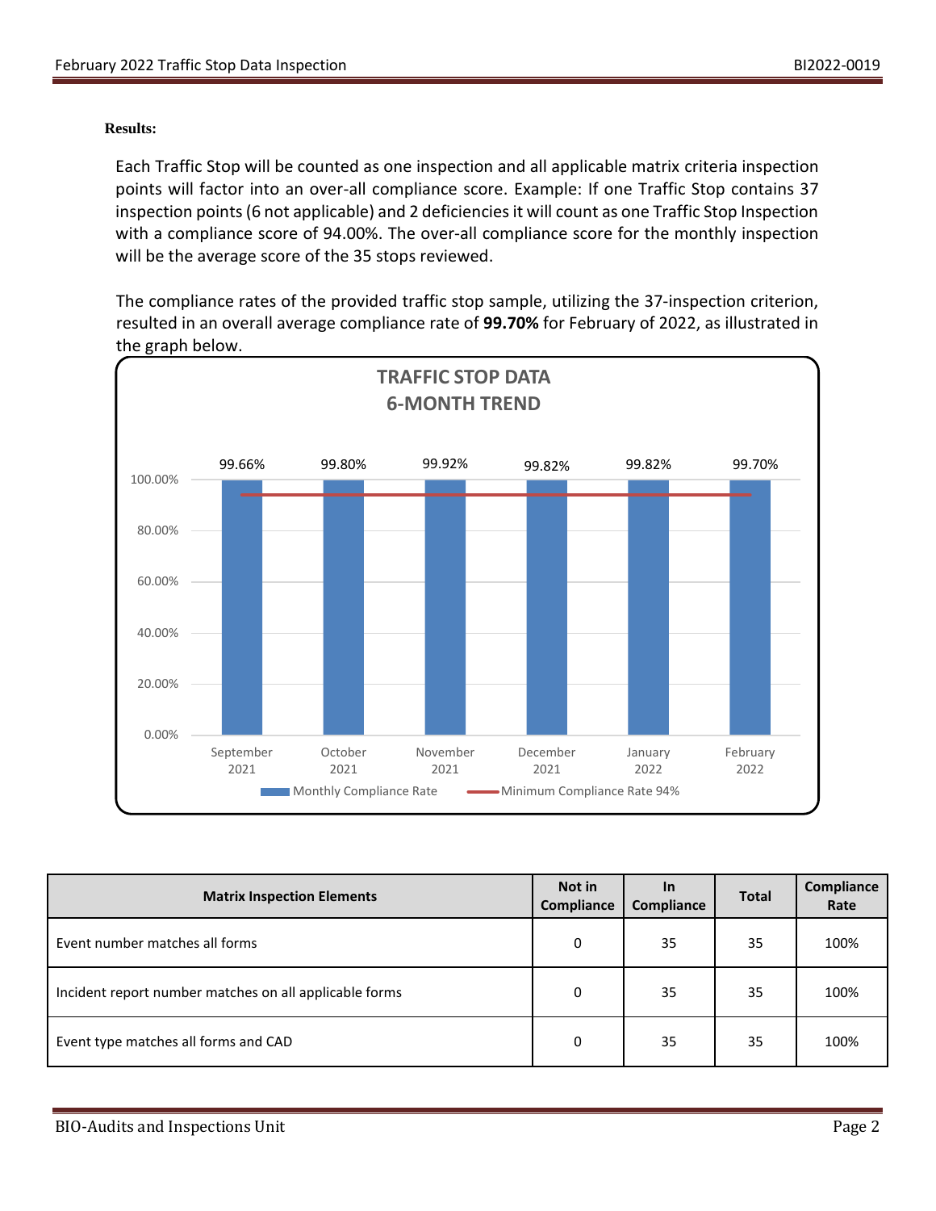**Results:**

Each Traffic Stop will be counted as one inspection and all applicable matrix criteria inspection points will factor into an over-all compliance score. Example: If one Traffic Stop contains 37 inspection points (6 not applicable) and 2 deficiencies it will count as one Traffic Stop Inspection with a compliance score of 94.00%. The over-all compliance score for the monthly inspection will be the average score of the 35 stops reviewed.

The compliance rates of the provided traffic stop sample, utilizing the 37-inspection criterion, resulted in an overall average compliance rate of **99.70%** for February of 2022, as illustrated in the graph below.

**TRAFFIC STOP DATA**
**6-MONTH TREND**

| Month | Monthly Compliance Rate | Minimum Compliance Rate |
|---|---|---|
| September 2021 | 99.66% | 94% |
| October 2021 | 99.80% | 94% |
| November 2021 | 99.92% | 94% |
| December 2021 | 99.82% | 94% |
| January 2022 | 99.82% | 94% |
| February 2022 | 99.70% | 94% |

| Matrix Inspection Elements | Not in Compliance | In Compliance | Total | Compliance Rate |
|---|---|---|---|---|
| Event number matches all forms | 0 | 35 | 35 | 100% |
| Incident report number matches on all applicable forms | 0 | 35 | 35 | 100% |
| Event type matches all forms and CAD | 0 | 35 | 35 | 100% |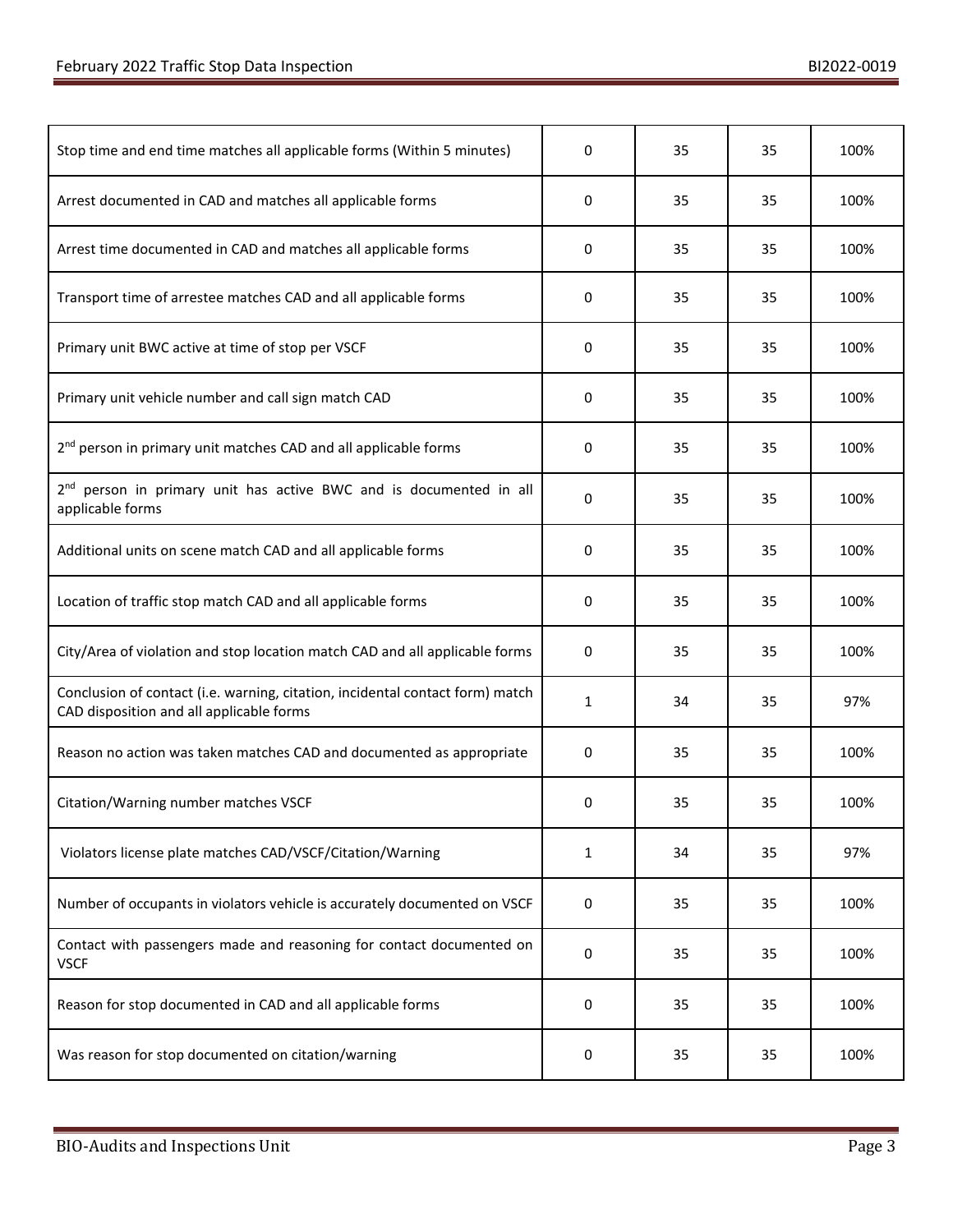| | | | | |
|---|---|---|---|---|
| Stop time and end time matches all applicable forms (Within 5 minutes) | 0 | 35 | 35 | 100% |
| Arrest documented in CAD and matches all applicable forms | 0 | 35 | 35 | 100% |
| Arrest time documented in CAD and matches all applicable forms | 0 | 35 | 35 | 100% |
| Transport time of arrestee matches CAD and all applicable forms | 0 | 35 | 35 | 100% |
| Primary unit BWC active at time of stop per VSCF | 0 | 35 | 35 | 100% |
| Primary unit vehicle number and call sign match CAD | 0 | 35 | 35 | 100% |
| 2nd person in primary unit matches CAD and all applicable forms | 0 | 35 | 35 | 100% |
| 2nd person in primary unit has active BWC and is documented in all applicable forms | 0 | 35 | 35 | 100% |
| Additional units on scene match CAD and all applicable forms | 0 | 35 | 35 | 100% |
| Location of traffic stop match CAD and all applicable forms | 0 | 35 | 35 | 100% |
| City/Area of violation and stop location match CAD and all applicable forms | 0 | 35 | 35 | 100% |
| Conclusion of contact (i.e. warning, citation, incidental contact form) match CAD disposition and all applicable forms | 1 | 34 | 35 | 97% |
| Reason no action was taken matches CAD and documented as appropriate | 0 | 35 | 35 | 100% |
| Citation/Warning number matches VSCF | 0 | 35 | 35 | 100% |
| Violators license plate matches CAD/VSCF/Citation/Warning | 1 | 34 | 35 | 97% |
| Number of occupants in violators vehicle is accurately documented on VSCF | 0 | 35 | 35 | 100% |
| Contact with passengers made and reasoning for contact documented on VSCF | 0 | 35 | 35 | 100% |
| Reason for stop documented in CAD and all applicable forms | 0 | 35 | 35 | 100% |
| Was reason for stop documented on citation/warning | 0 | 35 | 35 | 100% |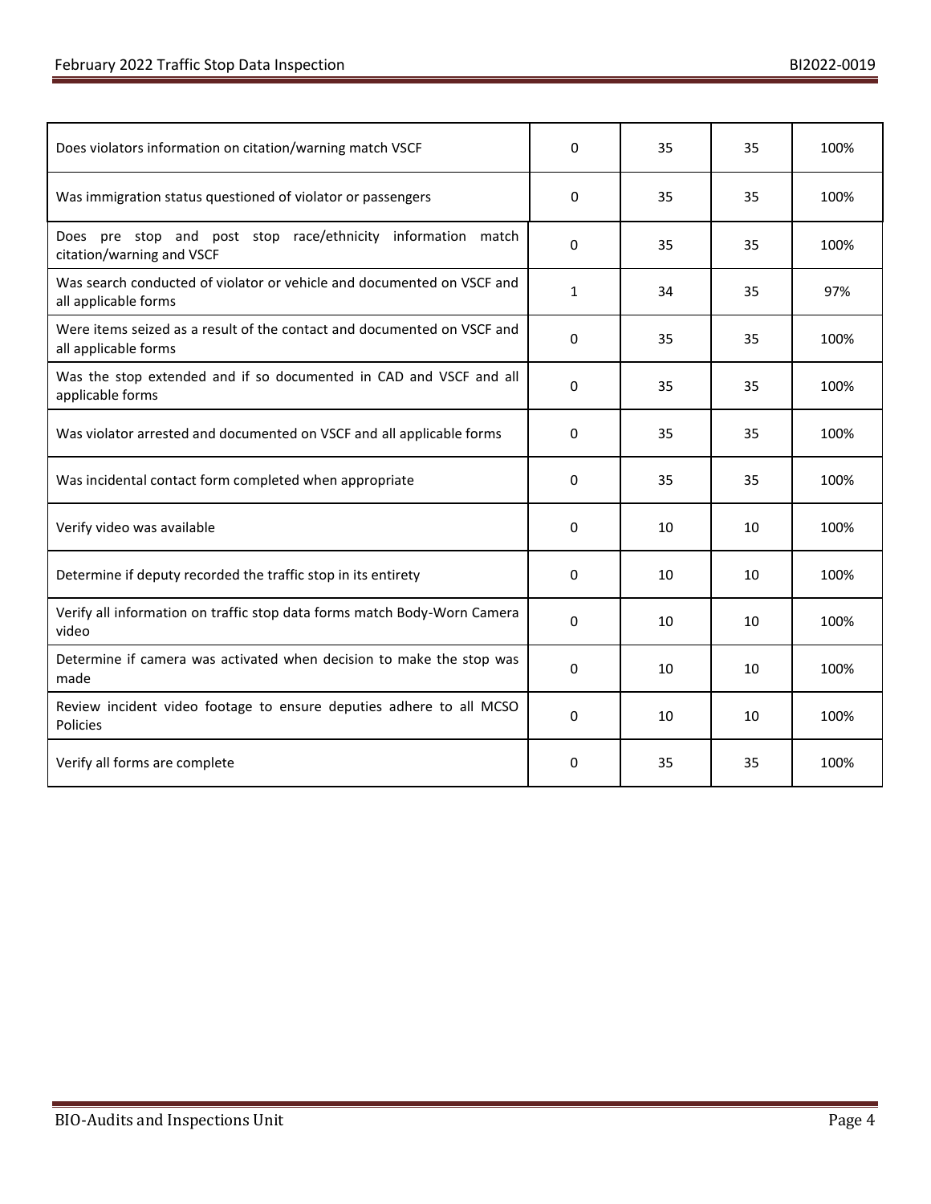| | | | | |
|---|---|---|---|---|
| Does violators information on citation/warning match VSCF | 0 | 35 | 35 | 100% |
| Was immigration status questioned of violator or passengers | 0 | 35 | 35 | 100% |
| Does pre stop and post stop race/ethnicity information match citation/warning and VSCF | 0 | 35 | 35 | 100% |
| Was search conducted of violator or vehicle and documented on VSCF and all applicable forms | 1 | 34 | 35 | 97% |
| Were items seized as a result of the contact and documented on VSCF and all applicable forms | 0 | 35 | 35 | 100% |
| Was the stop extended and if so documented in CAD and VSCF and all applicable forms | 0 | 35 | 35 | 100% |
| Was violator arrested and documented on VSCF and all applicable forms | 0 | 35 | 35 | 100% |
| Was incidental contact form completed when appropriate | 0 | 35 | 35 | 100% |
| Verify video was available | 0 | 10 | 10 | 100% |
| Determine if deputy recorded the traffic stop in its entirety | 0 | 10 | 10 | 100% |
| Verify all information on traffic stop data forms match Body-Worn Camera video | 0 | 10 | 10 | 100% |
| Determine if camera was activated when decision to make the stop was made | 0 | 10 | 10 | 100% |
| Review incident video footage to ensure deputies adhere to all MCSO Policies | 0 | 10 | 10 | 100% |
| Verify all forms are complete | 0 | 35 | 35 | 100% |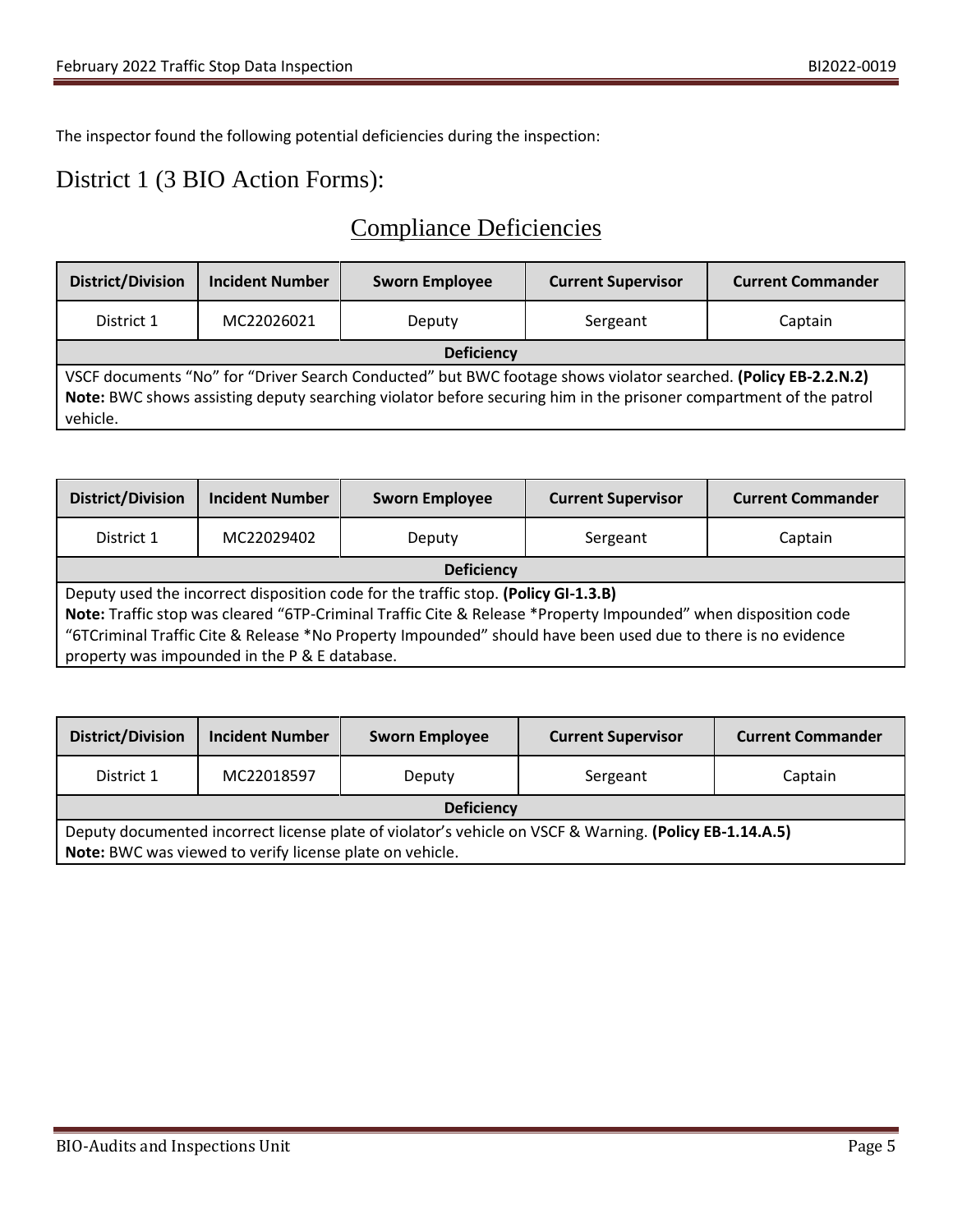The inspector found the following potential deficiencies during the inspection:

# District 1 (3 BIO Action Forms):

## Compliance Deficiencies

| District/Division | Incident Number | Sworn Employee | Current Supervisor | Current Commander |
|---|---|---|---|---|
| District 1 | MC22026021 | Deputy | Sergeant | Captain |
| **Deficiency** | | | | |
| VSCF documents “No” for “Driver Search Conducted” but BWC footage shows violator searched. **(Policy EB-2.2.N.2)** **Note:** BWC shows assisting deputy searching violator before securing him in the prisoner compartment of the patrol vehicle. | | | | |

| District/Division | Incident Number | Sworn Employee | Current Supervisor | Current Commander |
|---|---|---|---|---|
| District 1 | MC22029402 | Deputy | Sergeant | Captain |
| **Deficiency** | | | | |
| Deputy used the incorrect disposition code for the traffic stop. **(Policy GI-1.3.B)** **Note:** Traffic stop was cleared “6TP-Criminal Traffic Cite & Release *Property Impounded” when disposition code “6TCriminal Traffic Cite & Release *No Property Impounded” should have been used due to there is no evidence property was impounded in the P & E database. | | | | |

| District/Division | Incident Number | Sworn Employee | Current Supervisor | Current Commander |
|---|---|---|---|---|
| District 1 | MC22018597 | Deputy | Sergeant | Captain |
| **Deficiency** | | | | |
| Deputy documented incorrect license plate of violator’s vehicle on VSCF & Warning. **(Policy EB-1.14.A.5)** **Note:** BWC was viewed to verify license plate on vehicle. | | | | |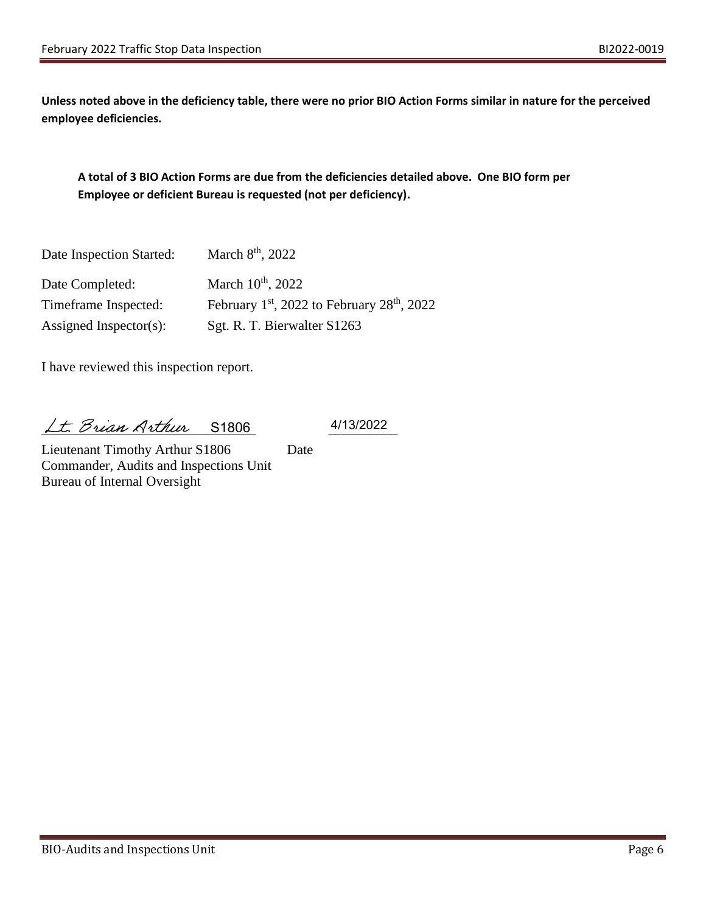**Unless noted above in the deficiency table, there were no prior BIO Action Forms similar in nature for the perceived employee deficiencies.**

**A total of 3 BIO Action Forms are due from the deficiencies detailed above. One BIO form per Employee or deficient Bureau is requested (not per deficiency).**

| | |
|---|---|
| Date Inspection Started: | March 8th, 2022 |
| Date Completed: | March 10th, 2022 |
| Timeframe Inspected: | February 1st, 2022 to February 28th, 2022 |
| Assigned Inspector(s): | Sgt. R. T. Bierwalter S1263 |

I have reviewed this inspection report.

Lt. Brian Arthur S1806 4/13/2022

Lieutenant Timothy Arthur S1806 Date
Commander, Audits and Inspections Unit
Bureau of Internal Oversight